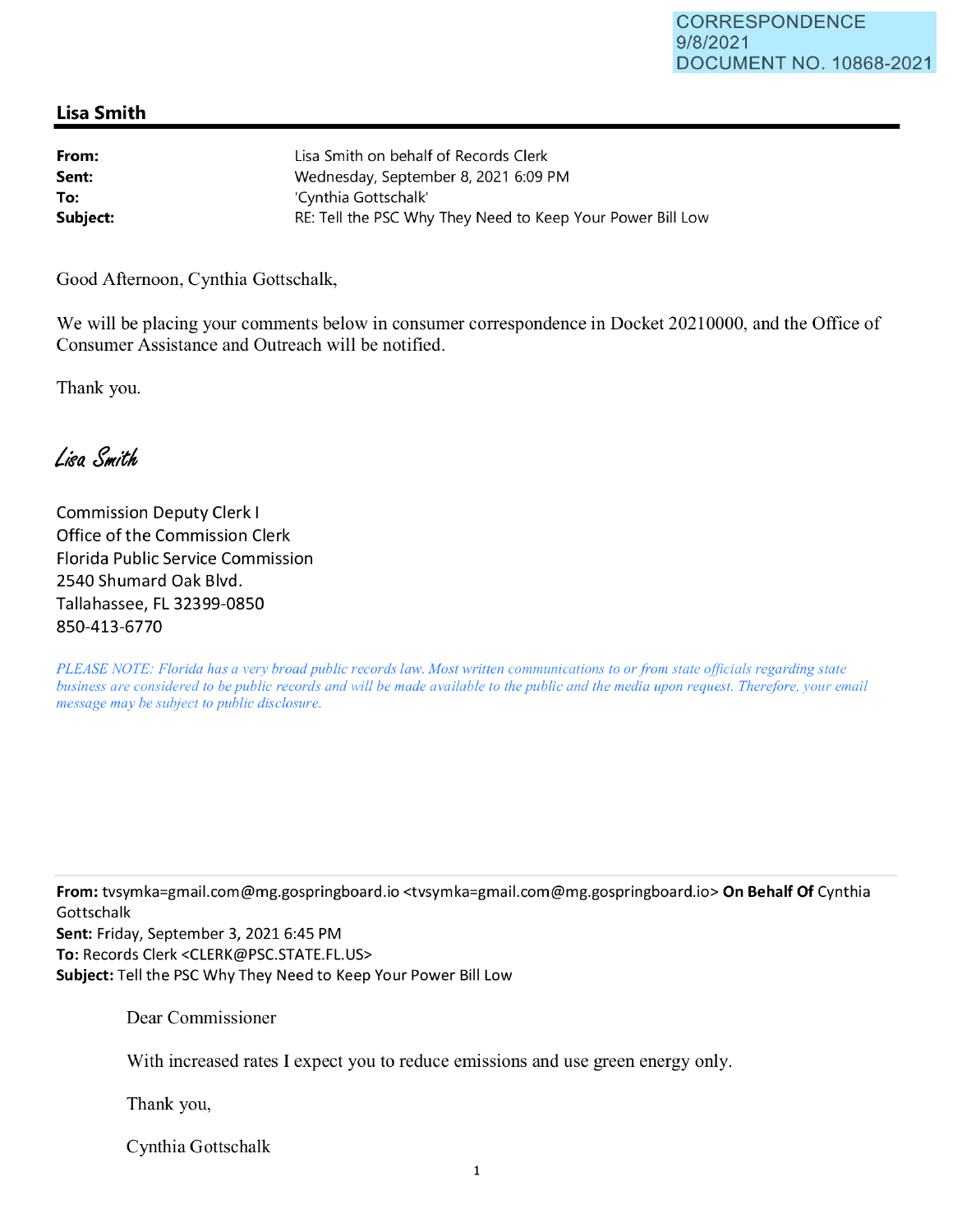CORRESPONDENCE
9/8/2021
DOCUMENT NO. 10868-2021

## Lisa Smith

| | |
|---|---|
| **From:** | Lisa Smith on behalf of Records Clerk |
| **Sent:** | Wednesday, September 8, 2021 6:09 PM |
| **To:** | 'Cynthia Gottschalk' |
| **Subject:** | RE: Tell the PSC Why They Need to Keep Your Power Bill Low |

Good Afternoon, Cynthia Gottschalk,

We will be placing your comments below in consumer correspondence in Docket 20210000, and the Office of Consumer Assistance and Outreach will be notified.

Thank you.

*Lisa Smith*

Commission Deputy Clerk I
Office of the Commission Clerk
Florida Public Service Commission
2540 Shumard Oak Blvd.
Tallahassee, FL 32399-0850
850-413-6770

*PLEASE NOTE: Florida has a very broad public records law. Most written communications to or from state officials regarding state business are considered to be public records and will be made available to the public and the media upon request. Therefore, your email message may be subject to public disclosure.*

---

**From:** tvsymka=gmail.com@mg.gospringboard.io <tvsymka=gmail.com@mg.gospringboard.io> **On Behalf Of** Cynthia Gottschalk
**Sent:** Friday, September 3, 2021 6:45 PM
**To:** Records Clerk <CLERK@PSC.STATE.FL.US>
**Subject:** Tell the PSC Why They Need to Keep Your Power Bill Low

Dear Commissioner

With increased rates I expect you to reduce emissions and use green energy only.

Thank you,

Cynthia Gottschalk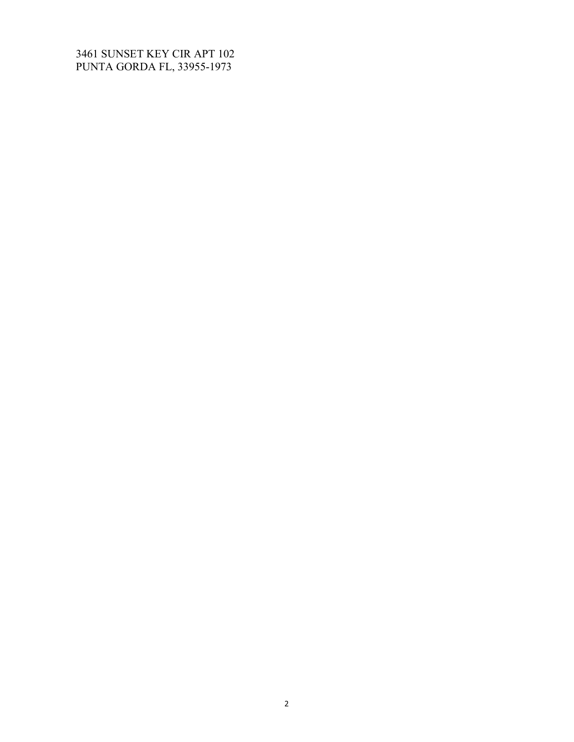3461 SUNSET KEY CIR APT 102
PUNTA GORDA FL, 33955-1973